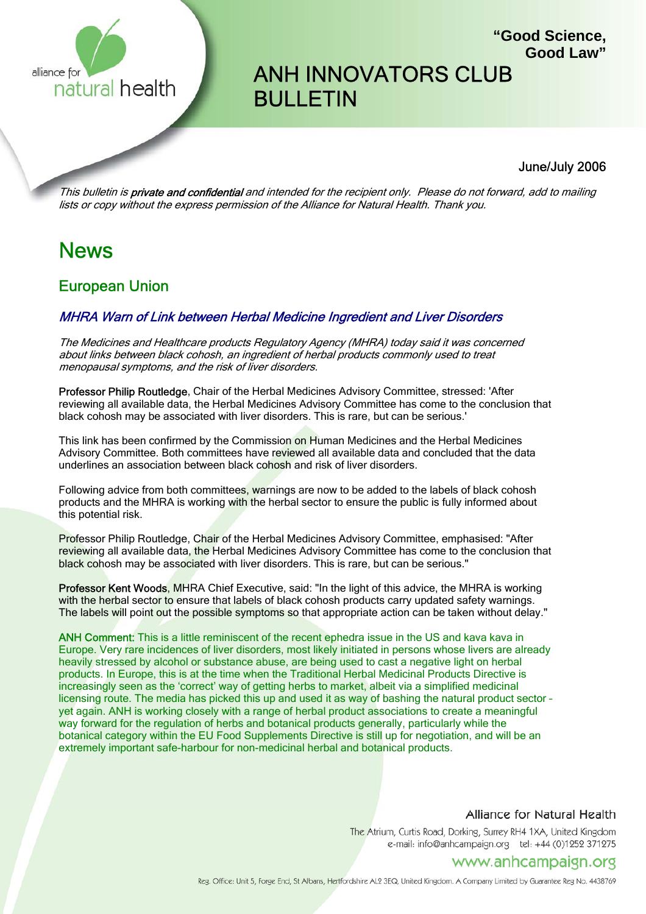alliance for natural health

**"Good Science, Good Law"**

# ANH INNOVATORS CLUB BULLETIN

June/July 2006

*This bulletin is **private and confidential** and intended for the recipient only. Please do not forward, add to mailing lists or copy without the express permission of the Alliance for Natural Health. Thank you.*

# News

## European Union

### *MHRA Warn of Link between Herbal Medicine Ingredient and Liver Disorders*

*The Medicines and Healthcare products Regulatory Agency (MHRA) today said it was concerned about links between black cohosh, an ingredient of herbal products commonly used to treat menopausal symptoms, and the risk of liver disorders.*

**Professor Philip Routledge**, Chair of the Herbal Medicines Advisory Committee, stressed: 'After reviewing all available data, the Herbal Medicines Advisory Committee has come to the conclusion that black cohosh may be associated with liver disorders. This is rare, but can be serious.'

This link has been confirmed by the Commission on Human Medicines and the Herbal Medicines Advisory Committee. Both committees have reviewed all available data and concluded that the data underlines an association between black cohosh and risk of liver disorders.

Following advice from both committees, warnings are now to be added to the labels of black cohosh products and the MHRA is working with the herbal sector to ensure the public is fully informed about this potential risk.

Professor Philip Routledge, Chair of the Herbal Medicines Advisory Committee, emphasised: "After reviewing all available data, the Herbal Medicines Advisory Committee has come to the conclusion that black cohosh may be associated with liver disorders. This is rare, but can be serious."

**Professor Kent Woods**, MHRA Chief Executive, said: "In the light of this advice, the MHRA is working with the herbal sector to ensure that labels of black cohosh products carry updated safety warnings. The labels will point out the possible symptoms so that appropriate action can be taken without delay."

**ANH Comment:** This is a little reminiscent of the recent ephedra issue in the US and kava kava in Europe. Very rare incidences of liver disorders, most likely initiated in persons whose livers are already heavily stressed by alcohol or substance abuse, are being used to cast a negative light on herbal products. In Europe, this is at the time when the Traditional Herbal Medicinal Products Directive is increasingly seen as the 'correct' way of getting herbs to market, albeit via a simplified medicinal licensing route. The media has picked this up and used it as way of bashing the natural product sector – yet again. ANH is working closely with a range of herbal product associations to create a meaningful way forward for the regulation of herbs and botanical products generally, particularly while the botanical category within the EU Food Supplements Directive is still up for negotiation, and will be an extremely important safe-harbour for non-medicinal herbal and botanical products.

Alliance for Natural Health
The Atrium, Curtis Road, Dorking, Surrey RH4 1XA, United Kingdom
e-mail: info@anhcampaign.org tel: +44 (0)1252 371275
www.anhcampaign.org

Reg. Office: Unit 5, Forge End, St Albans, Hertfordshire AL2 3EQ, United Kingdom. A Company Limited by Guarantee Reg No. 4438769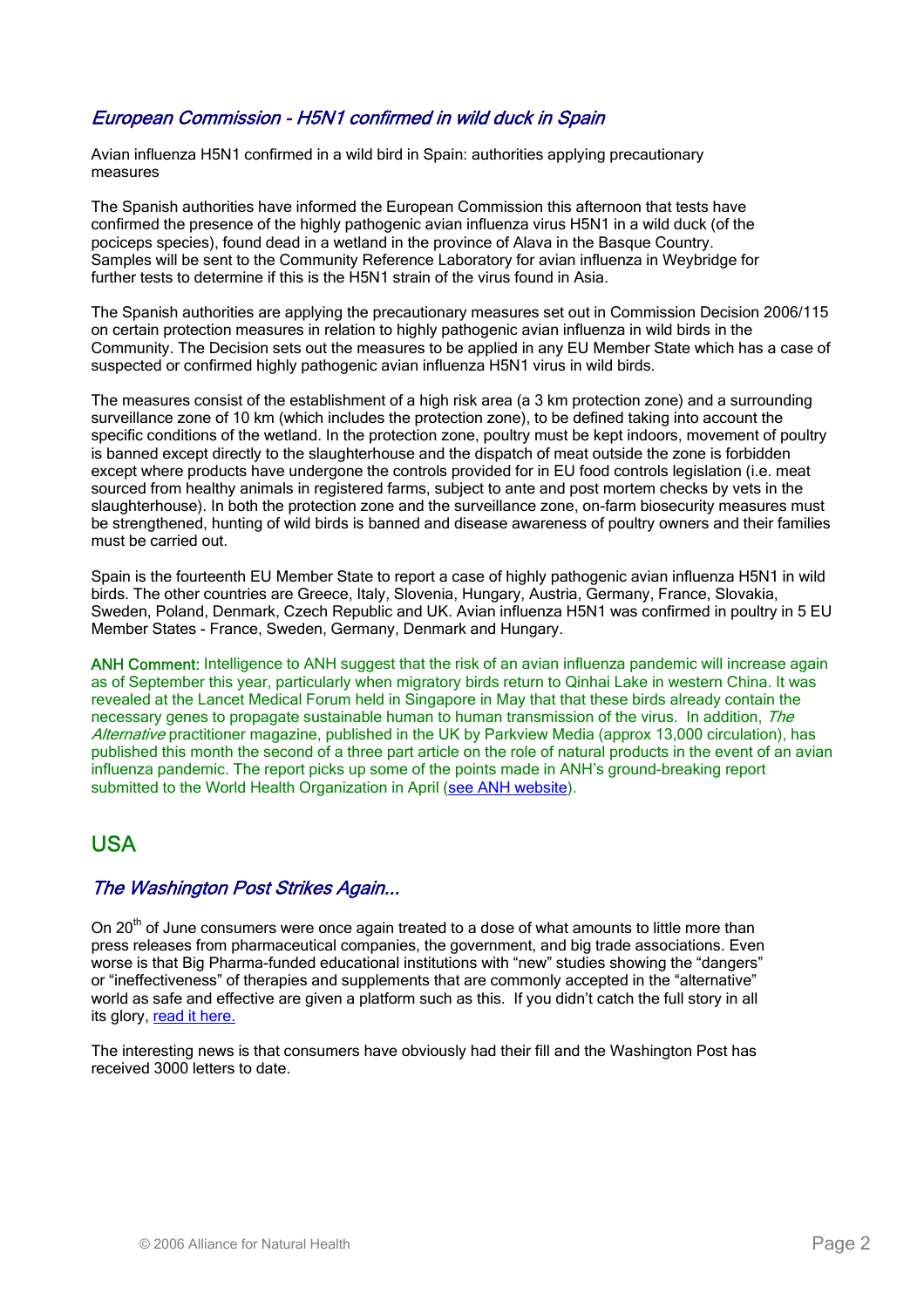### *European Commission - H5N1 confirmed in wild duck in Spain*

Avian influenza H5N1 confirmed in a wild bird in Spain: authorities applying precautionary measures

The Spanish authorities have informed the European Commission this afternoon that tests have confirmed the presence of the highly pathogenic avian influenza virus H5N1 in a wild duck (of the pociceps species), found dead in a wetland in the province of Alava in the Basque Country. Samples will be sent to the Community Reference Laboratory for avian influenza in Weybridge for further tests to determine if this is the H5N1 strain of the virus found in Asia.

The Spanish authorities are applying the precautionary measures set out in Commission Decision 2006/115 on certain protection measures in relation to highly pathogenic avian influenza in wild birds in the Community. The Decision sets out the measures to be applied in any EU Member State which has a case of suspected or confirmed highly pathogenic avian influenza H5N1 virus in wild birds.

The measures consist of the establishment of a high risk area (a 3 km protection zone) and a surrounding surveillance zone of 10 km (which includes the protection zone), to be defined taking into account the specific conditions of the wetland. In the protection zone, poultry must be kept indoors, movement of poultry is banned except directly to the slaughterhouse and the dispatch of meat outside the zone is forbidden except where products have undergone the controls provided for in EU food controls legislation (i.e. meat sourced from healthy animals in registered farms, subject to ante and post mortem checks by vets in the slaughterhouse). In both the protection zone and the surveillance zone, on-farm biosecurity measures must be strengthened, hunting of wild birds is banned and disease awareness of poultry owners and their families must be carried out.

Spain is the fourteenth EU Member State to report a case of highly pathogenic avian influenza H5N1 in wild birds. The other countries are Greece, Italy, Slovenia, Hungary, Austria, Germany, France, Slovakia, Sweden, Poland, Denmark, Czech Republic and UK. Avian influenza H5N1 was confirmed in poultry in 5 EU Member States - France, Sweden, Germany, Denmark and Hungary.

ANH Comment: Intelligence to ANH suggest that the risk of an avian influenza pandemic will increase again as of September this year, particularly when migratory birds return to Qinhai Lake in western China. It was revealed at the Lancet Medical Forum held in Singapore in May that that these birds already contain the necessary genes to propagate sustainable human to human transmission of the virus. In addition, *The Alternative* practitioner magazine, published in the UK by Parkview Media (approx 13,000 circulation), has published this month the second of a three part article on the role of natural products in the event of an avian influenza pandemic. The report picks up some of the points made in ANH's ground-breaking report submitted to the World Health Organization in April (see ANH website).

## USA

### *The Washington Post Strikes Again...*

On 20th of June consumers were once again treated to a dose of what amounts to little more than press releases from pharmaceutical companies, the government, and big trade associations. Even worse is that Big Pharma-funded educational institutions with "new" studies showing the "dangers" or "ineffectiveness" of therapies and supplements that are commonly accepted in the "alternative" world as safe and effective are given a platform such as this. If you didn't catch the full story in all its glory, read it here.

The interesting news is that consumers have obviously had their fill and the Washington Post has received 3000 letters to date.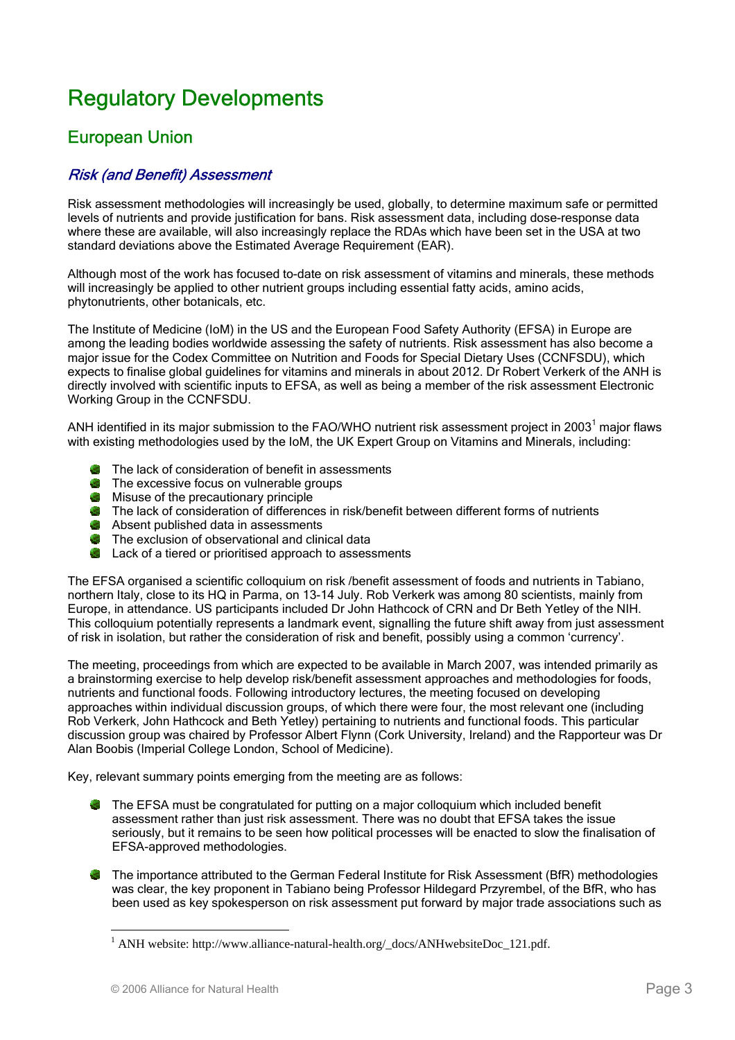# Regulatory Developments

## European Union

### *Risk (and Benefit) Assessment*

Risk assessment methodologies will increasingly be used, globally, to determine maximum safe or permitted levels of nutrients and provide justification for bans. Risk assessment data, including dose-response data where these are available, will also increasingly replace the RDAs which have been set in the USA at two standard deviations above the Estimated Average Requirement (EAR).

Although most of the work has focused to-date on risk assessment of vitamins and minerals, these methods will increasingly be applied to other nutrient groups including essential fatty acids, amino acids, phytonutrients, other botanicals, etc.

The Institute of Medicine (IoM) in the US and the European Food Safety Authority (EFSA) in Europe are among the leading bodies worldwide assessing the safety of nutrients. Risk assessment has also become a major issue for the Codex Committee on Nutrition and Foods for Special Dietary Uses (CCNFSDU), which expects to finalise global guidelines for vitamins and minerals in about 2012. Dr Robert Verkerk of the ANH is directly involved with scientific inputs to EFSA, as well as being a member of the risk assessment Electronic Working Group in the CCNFSDU.

ANH identified in its major submission to the FAO/WHO nutrient risk assessment project in 2003[1] major flaws with existing methodologies used by the IoM, the UK Expert Group on Vitamins and Minerals, including:

- The lack of consideration of benefit in assessments
- The excessive focus on vulnerable groups
- Misuse of the precautionary principle
- The lack of consideration of differences in risk/benefit between different forms of nutrients
- Absent published data in assessments
- The exclusion of observational and clinical data
- Lack of a tiered or prioritised approach to assessments

The EFSA organised a scientific colloquium on risk /benefit assessment of foods and nutrients in Tabiano, northern Italy, close to its HQ in Parma, on 13-14 July. Rob Verkerk was among 80 scientists, mainly from Europe, in attendance. US participants included Dr John Hathcock of CRN and Dr Beth Yetley of the NIH. This colloquium potentially represents a landmark event, signalling the future shift away from just assessment of risk in isolation, but rather the consideration of risk and benefit, possibly using a common 'currency'.

The meeting, proceedings from which are expected to be available in March 2007, was intended primarily as a brainstorming exercise to help develop risk/benefit assessment approaches and methodologies for foods, nutrients and functional foods. Following introductory lectures, the meeting focused on developing approaches within individual discussion groups, of which there were four, the most relevant one (including Rob Verkerk, John Hathcock and Beth Yetley) pertaining to nutrients and functional foods. This particular discussion group was chaired by Professor Albert Flynn (Cork University, Ireland) and the Rapporteur was Dr Alan Boobis (Imperial College London, School of Medicine).

Key, relevant summary points emerging from the meeting are as follows:

- The EFSA must be congratulated for putting on a major colloquium which included benefit assessment rather than just risk assessment. There was no doubt that EFSA takes the issue seriously, but it remains to be seen how political processes will be enacted to slow the finalisation of EFSA-approved methodologies.

- The importance attributed to the German Federal Institute for Risk Assessment (BfR) methodologies was clear, the key proponent in Tabiano being Professor Hildegard Przyrembel, of the BfR, who has been used as key spokesperson on risk assessment put forward by major trade associations such as

[1] ANH website: http://www.alliance-natural-health.org/_docs/ANHwebsiteDoc_121.pdf.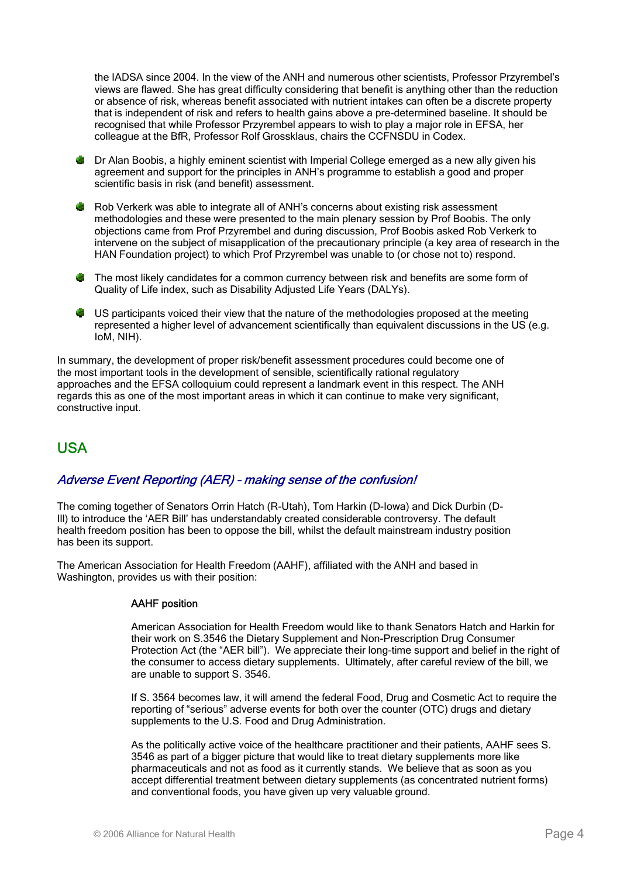the IADSA since 2004. In the view of the ANH and numerous other scientists, Professor Przyrembel's views are flawed. She has great difficulty considering that benefit is anything other than the reduction or absence of risk, whereas benefit associated with nutrient intakes can often be a discrete property that is independent of risk and refers to health gains above a pre-determined baseline. It should be recognised that while Professor Przyrembel appears to wish to play a major role in EFSA, her colleague at the BfR, Professor Rolf Grossklaus, chairs the CCFNSDU in Codex.

- Dr Alan Boobis, a highly eminent scientist with Imperial College emerged as a new ally given his agreement and support for the principles in ANH's programme to establish a good and proper scientific basis in risk (and benefit) assessment.
- Rob Verkerk was able to integrate all of ANH's concerns about existing risk assessment methodologies and these were presented to the main plenary session by Prof Boobis. The only objections came from Prof Przyrembel and during discussion, Prof Boobis asked Rob Verkerk to intervene on the subject of misapplication of the precautionary principle (a key area of research in the HAN Foundation project) to which Prof Przyrembel was unable to (or chose not to) respond.
- The most likely candidates for a common currency between risk and benefits are some form of Quality of Life index, such as Disability Adjusted Life Years (DALYs).
- US participants voiced their view that the nature of the methodologies proposed at the meeting represented a higher level of advancement scientifically than equivalent discussions in the US (e.g. IoM, NIH).

In summary, the development of proper risk/benefit assessment procedures could become one of the most important tools in the development of sensible, scientifically rational regulatory approaches and the EFSA colloquium could represent a landmark event in this respect. The ANH regards this as one of the most important areas in which it can continue to make very significant, constructive input.

## USA

### *Adverse Event Reporting (AER) – making sense of the confusion!*

The coming together of Senators Orrin Hatch (R-Utah), Tom Harkin (D-Iowa) and Dick Durbin (D-Ill) to introduce the 'AER Bill' has understandably created considerable controversy. The default health freedom position has been to oppose the bill, whilst the default mainstream industry position has been its support.

The American Association for Health Freedom (AAHF), affiliated with the ANH and based in Washington, provides us with their position:

> **AAHF position**
>
> American Association for Health Freedom would like to thank Senators Hatch and Harkin for their work on S.3546 the Dietary Supplement and Non-Prescription Drug Consumer Protection Act (the "AER bill"). We appreciate their long-time support and belief in the right of the consumer to access dietary supplements. Ultimately, after careful review of the bill, we are unable to support S. 3546.
>
> If S. 3564 becomes law, it will amend the federal Food, Drug and Cosmetic Act to require the reporting of "serious" adverse events for both over the counter (OTC) drugs and dietary supplements to the U.S. Food and Drug Administration.
>
> As the politically active voice of the healthcare practitioner and their patients, AAHF sees S. 3546 as part of a bigger picture that would like to treat dietary supplements more like pharmaceuticals and not as food as it currently stands. We believe that as soon as you accept differential treatment between dietary supplements (as concentrated nutrient forms) and conventional foods, you have given up very valuable ground.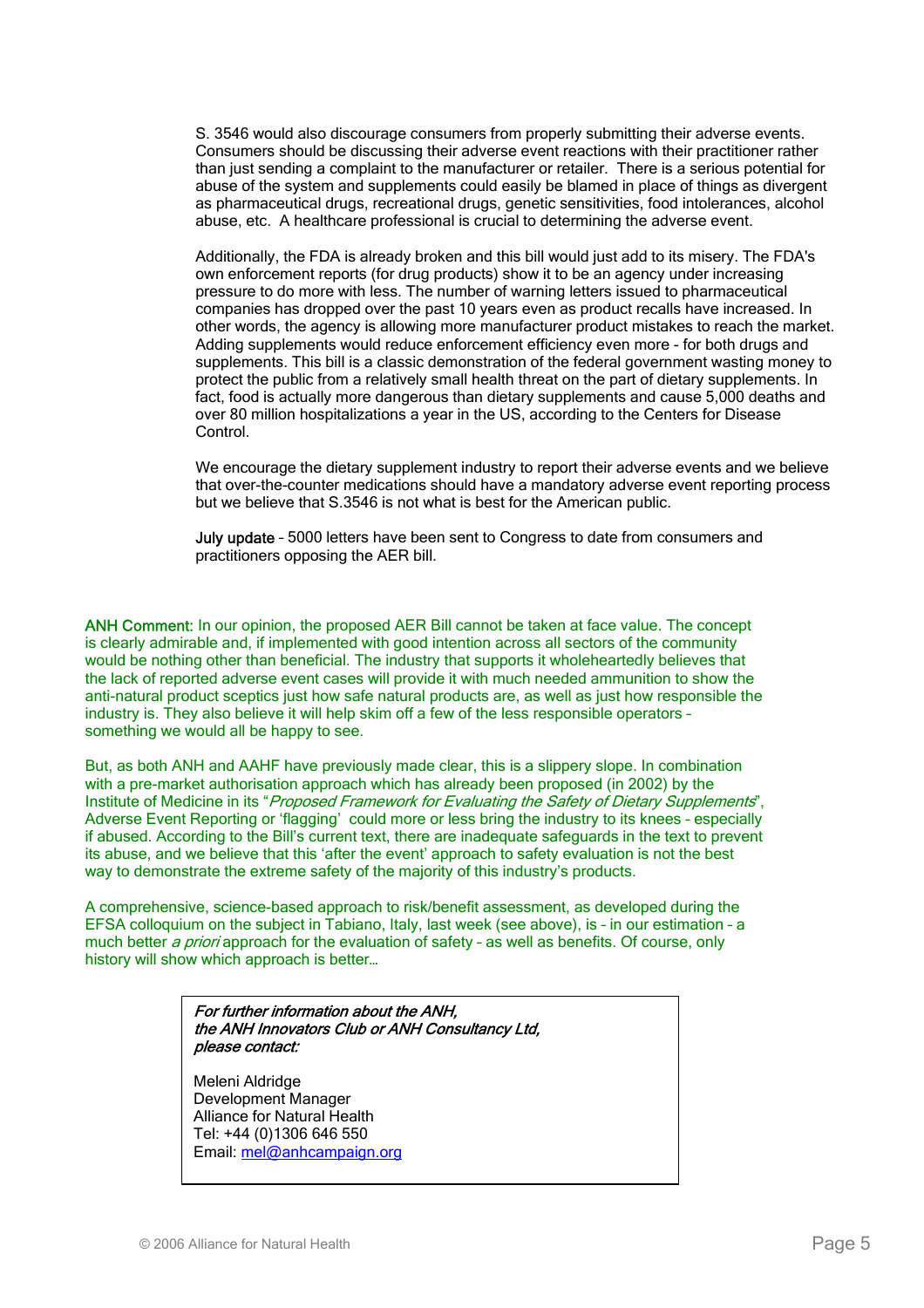S. 3546 would also discourage consumers from properly submitting their adverse events. Consumers should be discussing their adverse event reactions with their practitioner rather than just sending a complaint to the manufacturer or retailer. There is a serious potential for abuse of the system and supplements could easily be blamed in place of things as divergent as pharmaceutical drugs, recreational drugs, genetic sensitivities, food intolerances, alcohol abuse, etc. A healthcare professional is crucial to determining the adverse event.

Additionally, the FDA is already broken and this bill would just add to its misery. The FDA's own enforcement reports (for drug products) show it to be an agency under increasing pressure to do more with less. The number of warning letters issued to pharmaceutical companies has dropped over the past 10 years even as product recalls have increased. In other words, the agency is allowing more manufacturer product mistakes to reach the market. Adding supplements would reduce enforcement efficiency even more - for both drugs and supplements. This bill is a classic demonstration of the federal government wasting money to protect the public from a relatively small health threat on the part of dietary supplements. In fact, food is actually more dangerous than dietary supplements and cause 5,000 deaths and over 80 million hospitalizations a year in the US, according to the Centers for Disease Control.

We encourage the dietary supplement industry to report their adverse events and we believe that over-the-counter medications should have a mandatory adverse event reporting process but we believe that S.3546 is not what is best for the American public.

**July update** – 5000 letters have been sent to Congress to date from consumers and practitioners opposing the AER bill.

**ANH Comment:** In our opinion, the proposed AER Bill cannot be taken at face value. The concept is clearly admirable and, if implemented with good intention across all sectors of the community would be nothing other than beneficial. The industry that supports it wholeheartedly believes that the lack of reported adverse event cases will provide it with much needed ammunition to show the anti-natural product sceptics just how safe natural products are, as well as just how responsible the industry is. They also believe it will help skim off a few of the less responsible operators – something we would all be happy to see.

But, as both ANH and AAHF have previously made clear, this is a slippery slope. In combination with a pre-market authorisation approach which has already been proposed (in 2002) by the Institute of Medicine in its "*Proposed Framework for Evaluating the Safety of Dietary Supplements*", Adverse Event Reporting or 'flagging' could more or less bring the industry to its knees – especially if abused. According to the Bill's current text, there are inadequate safeguards in the text to prevent its abuse, and we believe that this 'after the event' approach to safety evaluation is not the best way to demonstrate the extreme safety of the majority of this industry's products.

A comprehensive, science-based approach to risk/benefit assessment, as developed during the EFSA colloquium on the subject in Tabiano, Italy, last week (see above), is – in our estimation – a much better *a priori* approach for the evaluation of safety – as well as benefits. Of course, only history will show which approach is better…

*For further information about the ANH, the ANH Innovators Club or ANH Consultancy Ltd, please contact:*

Meleni Aldridge
Development Manager
Alliance for Natural Health
Tel: +44 (0)1306 646 550
Email: mel@anhcampaign.org

© 2006 Alliance for Natural Health